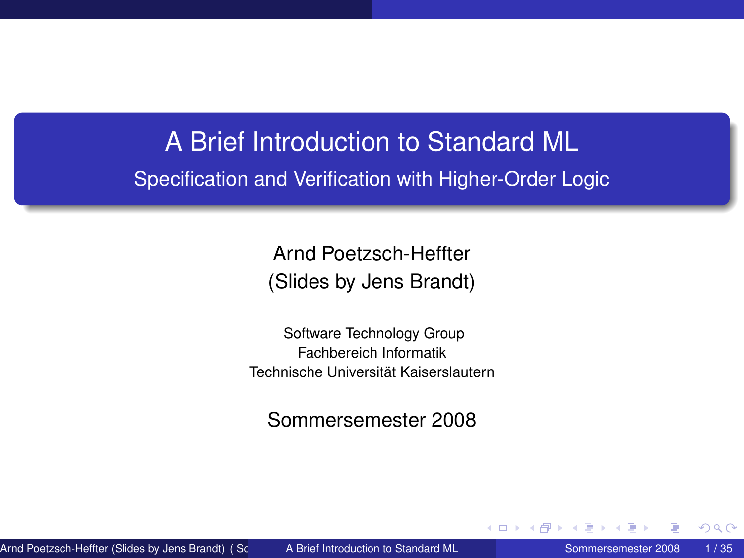# A Brief Introduction to Standard ML

## Specification and Verification with Higher-Order Logic

Arnd Poetzsch-Heffter
(Slides by Jens Brandt)

Software Technology Group
Fachbereich Informatik
Technische Universität Kaiserslautern

Sommersemester 2008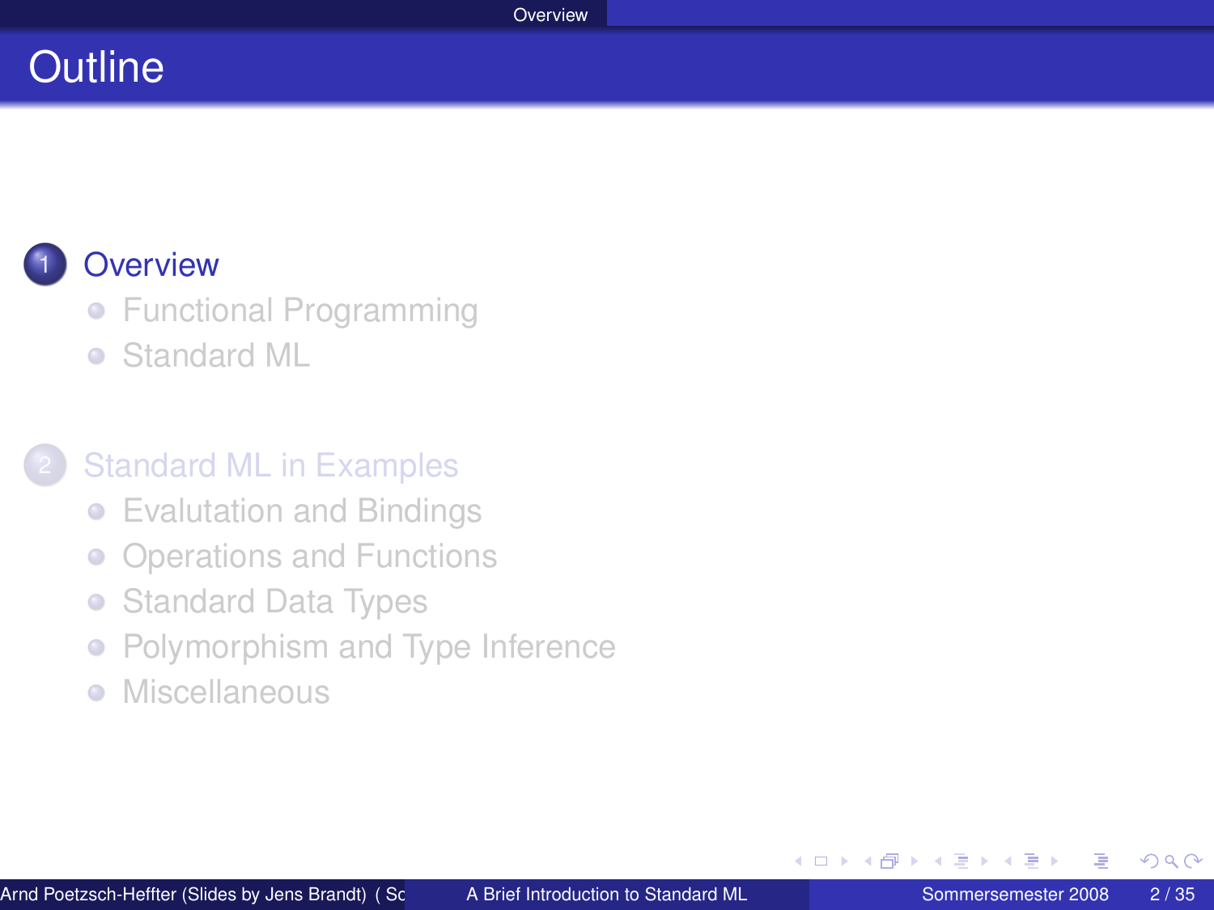# Outline

1. Overview
   - Functional Programming
   - Standard ML

2. Standard ML in Examples
   - Evalutation and Bindings
   - Operations and Functions
   - Standard Data Types
   - Polymorphism and Type Inference
   - Miscellaneous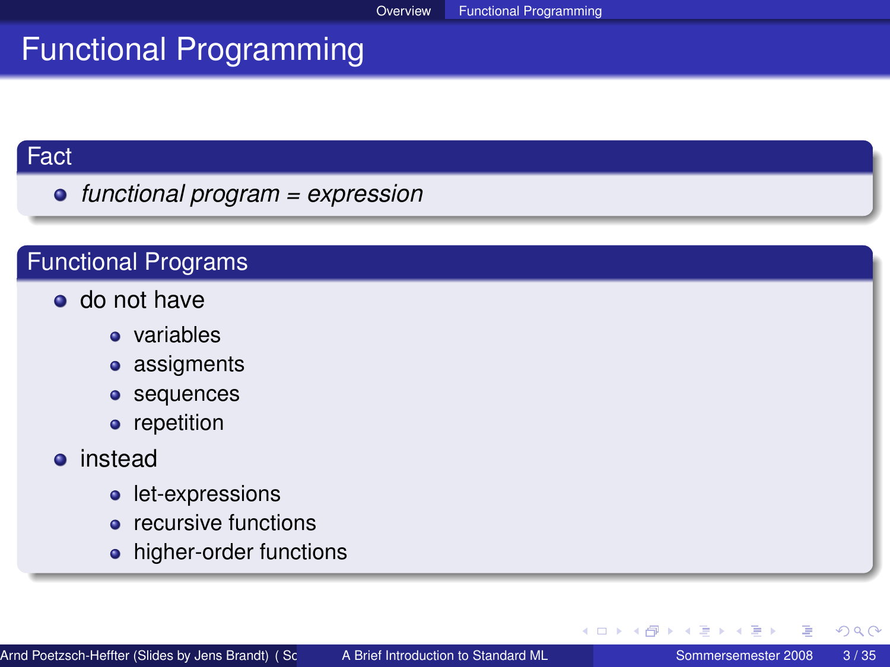# Functional Programming

## Fact

- *functional program = expression*

## Functional Programs

- do not have
  - variables
  - assigments
  - sequences
  - repetition
- instead
  - let-expressions
  - recursive functions
  - higher-order functions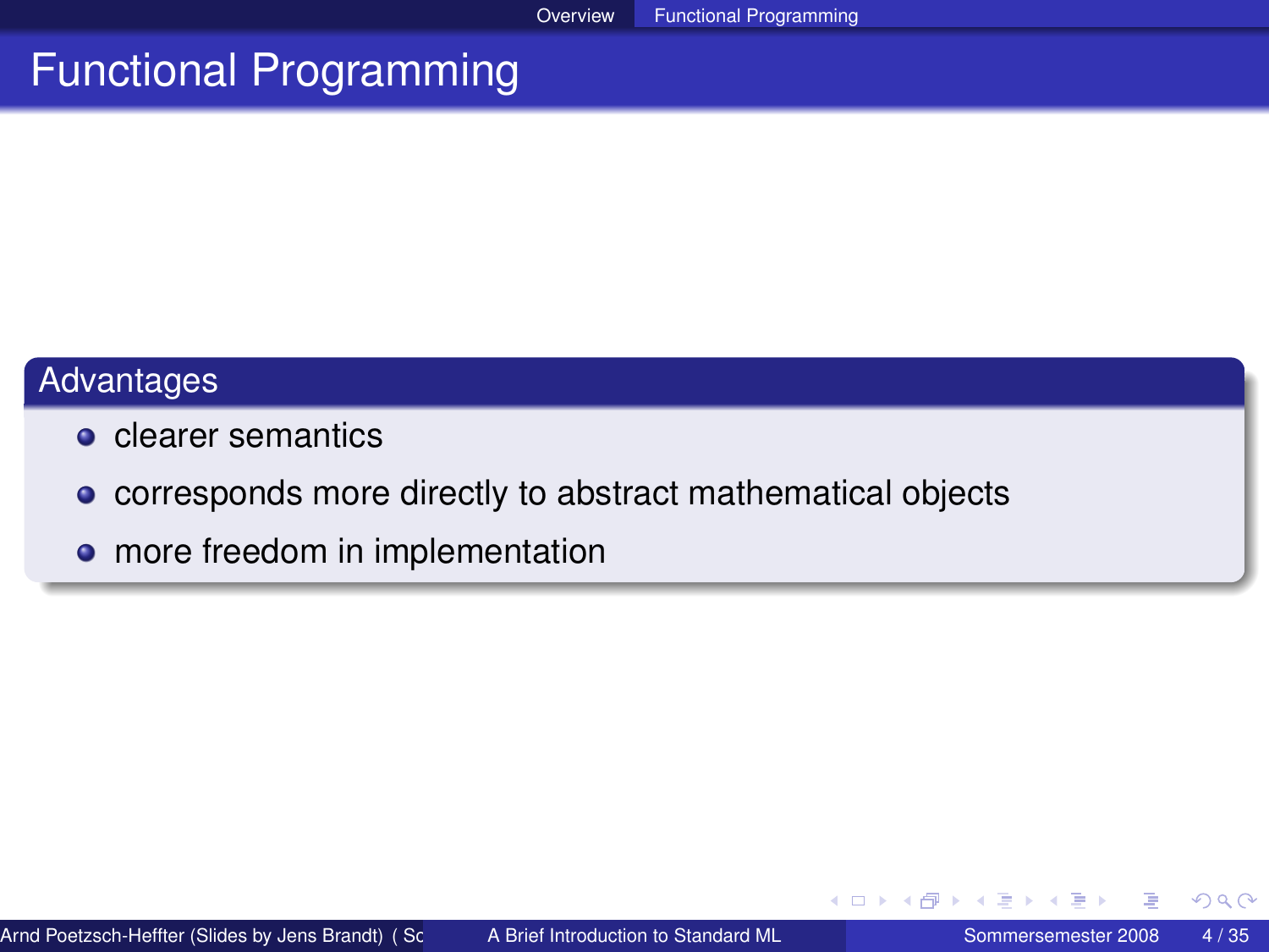# Functional Programming

## Advantages

- clearer semantics
- corresponds more directly to abstract mathematical objects
- more freedom in implementation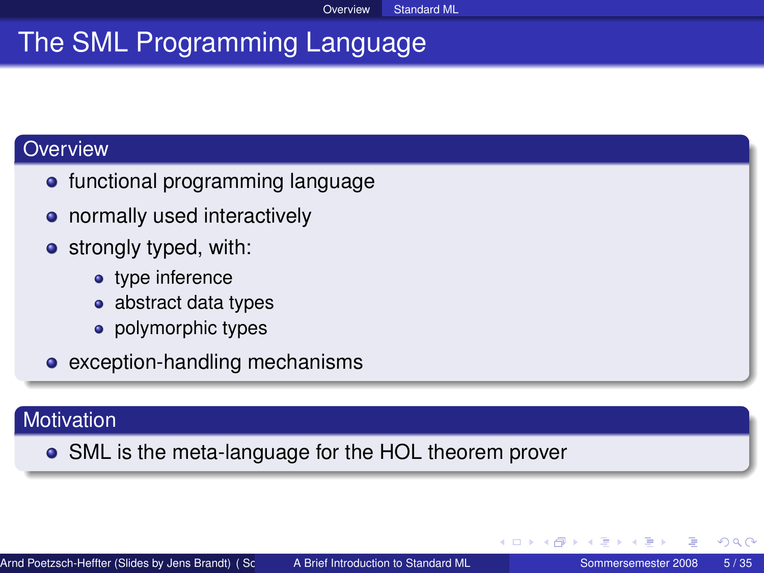# The SML Programming Language

## Overview

- functional programming language
- normally used interactively
- strongly typed, with:
  - type inference
  - abstract data types
  - polymorphic types
- exception-handling mechanisms

## Motivation

- SML is the meta-language for the HOL theorem prover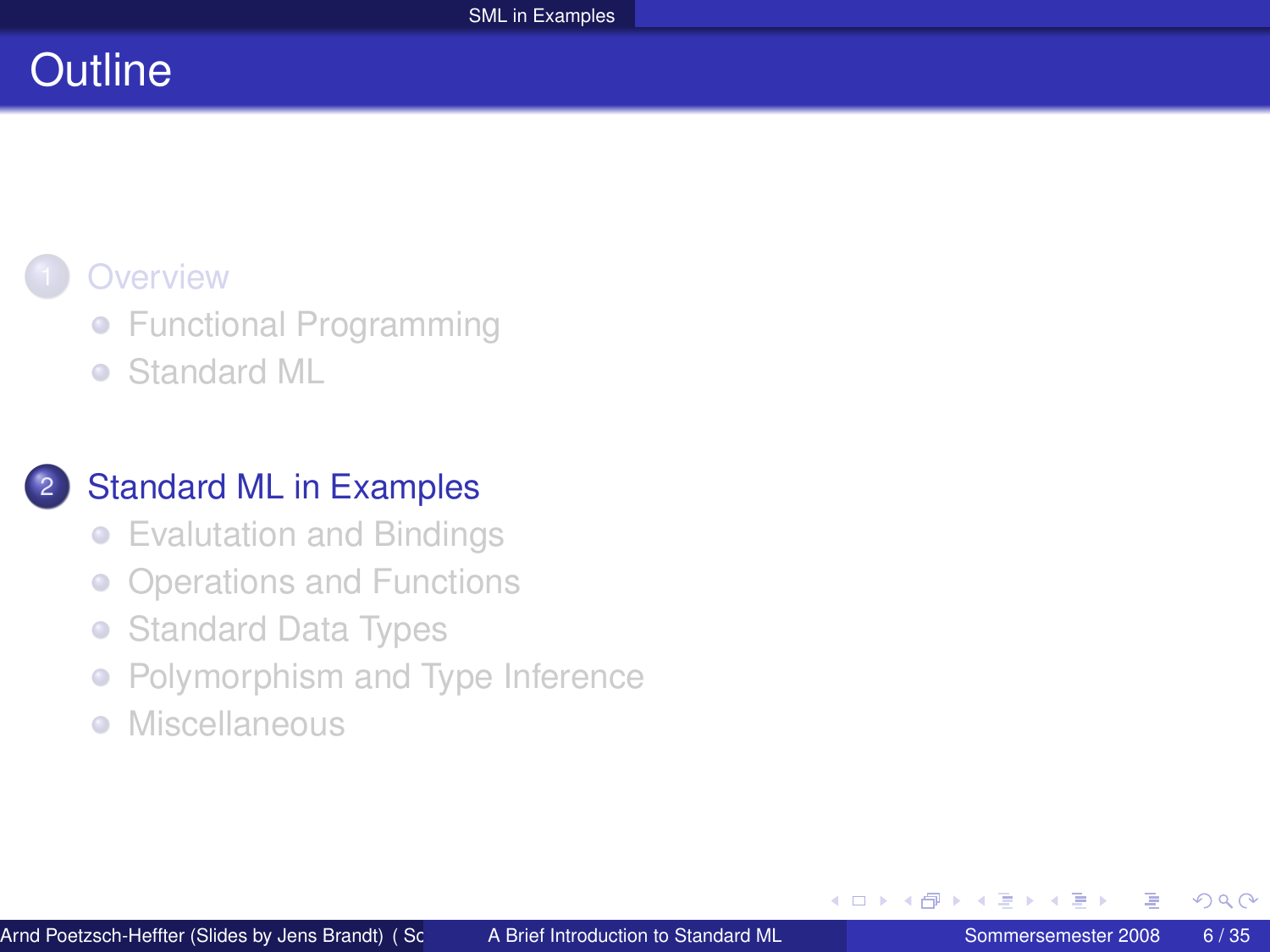# Outline

1. Overview
   - Functional Programming
   - Standard ML

2. Standard ML in Examples
   - Evalutation and Bindings
   - Operations and Functions
   - Standard Data Types
   - Polymorphism and Type Inference
   - Miscellaneous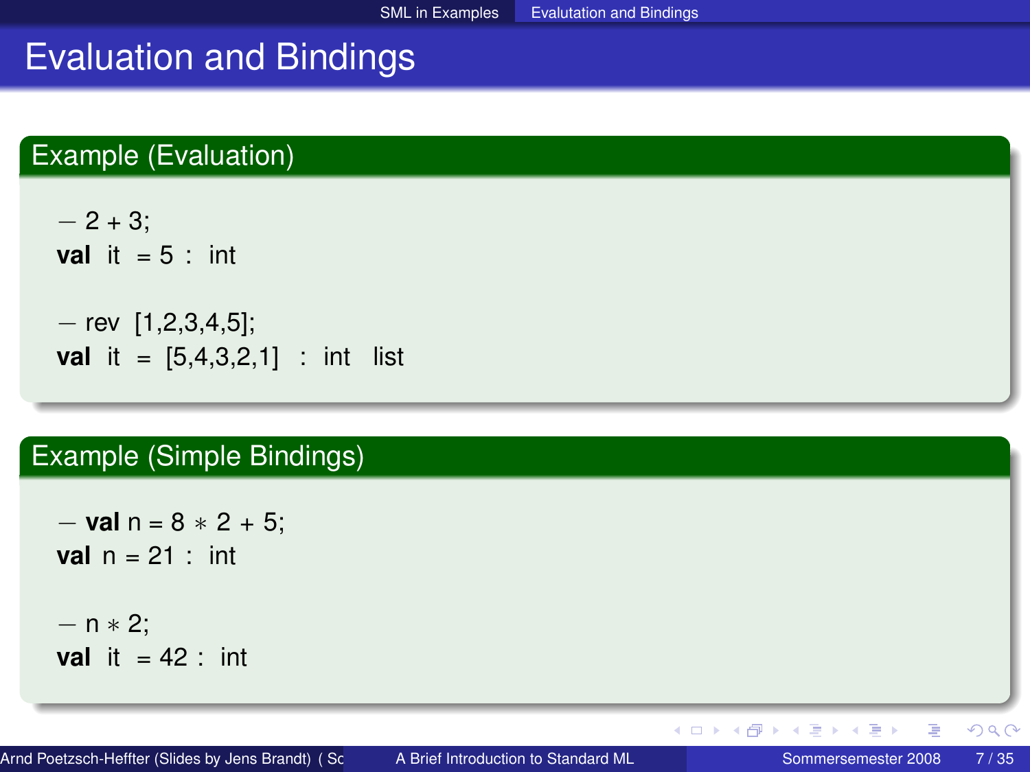# Evaluation and Bindings

## Example (Evaluation)

```
- 2 + 3;
val it = 5 : int

- rev [1,2,3,4,5];
val it = [5,4,3,2,1] : int list
```

## Example (Simple Bindings)

```
- val n = 8 * 2 + 5;
val n = 21 : int

- n * 2;
val it = 42 : int
```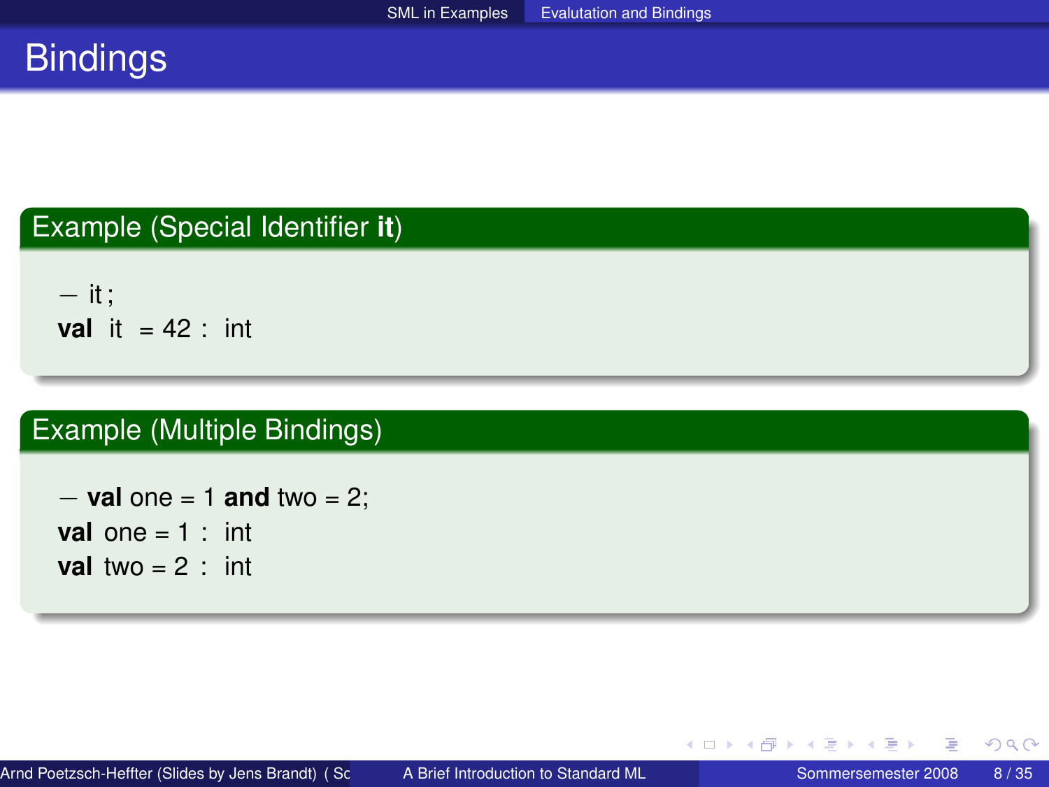# Bindings

**Example (Special Identifier it)**

```
- it;
val it = 42 : int
```

**Example (Multiple Bindings)**

```
- val one = 1 and two = 2;
val one = 1 : int
val two = 2 : int
```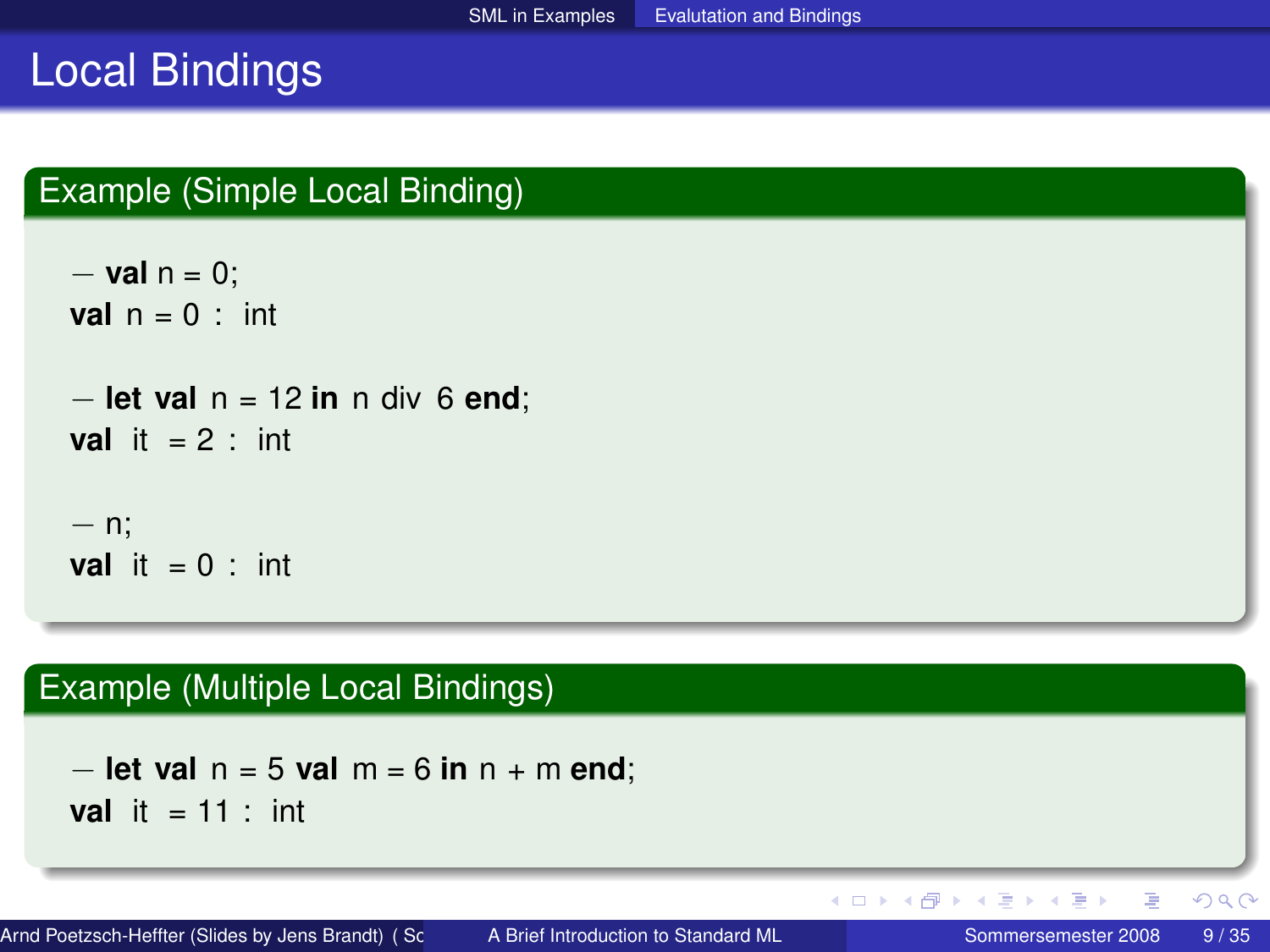# Local Bindings

## Example (Simple Local Binding)

```
- val n = 0;
val n = 0 : int

- let val n = 12 in n div 6 end;
val it = 2 : int

- n;
val it = 0 : int
```

## Example (Multiple Local Bindings)

```
- let val n = 5 val m = 6 in n + m end;
val it = 11 : int
```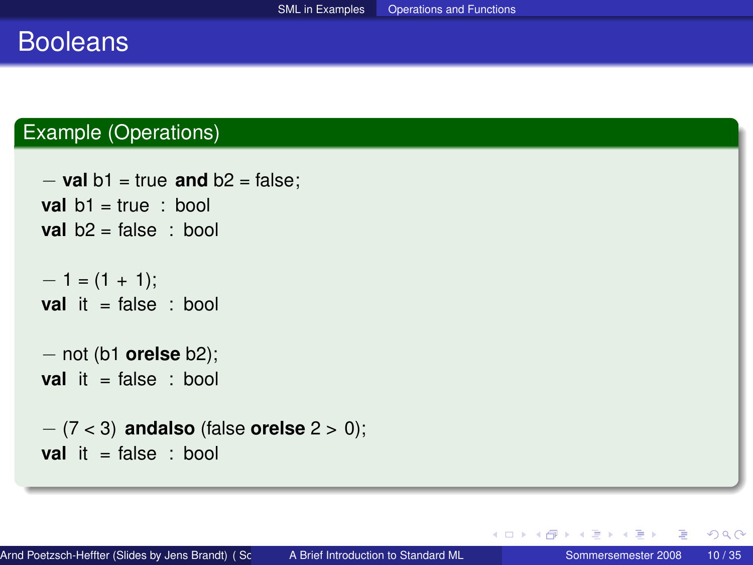# Booleans

## Example (Operations)

```
- val b1 = true and b2 = false;
val b1 = true  : bool
val b2 = false  : bool

- 1 = (1 + 1);
val it = false  : bool

- not (b1 orelse b2);
val it = false  : bool

- (7 < 3) andalso (false orelse 2 > 0);
val it = false  : bool
```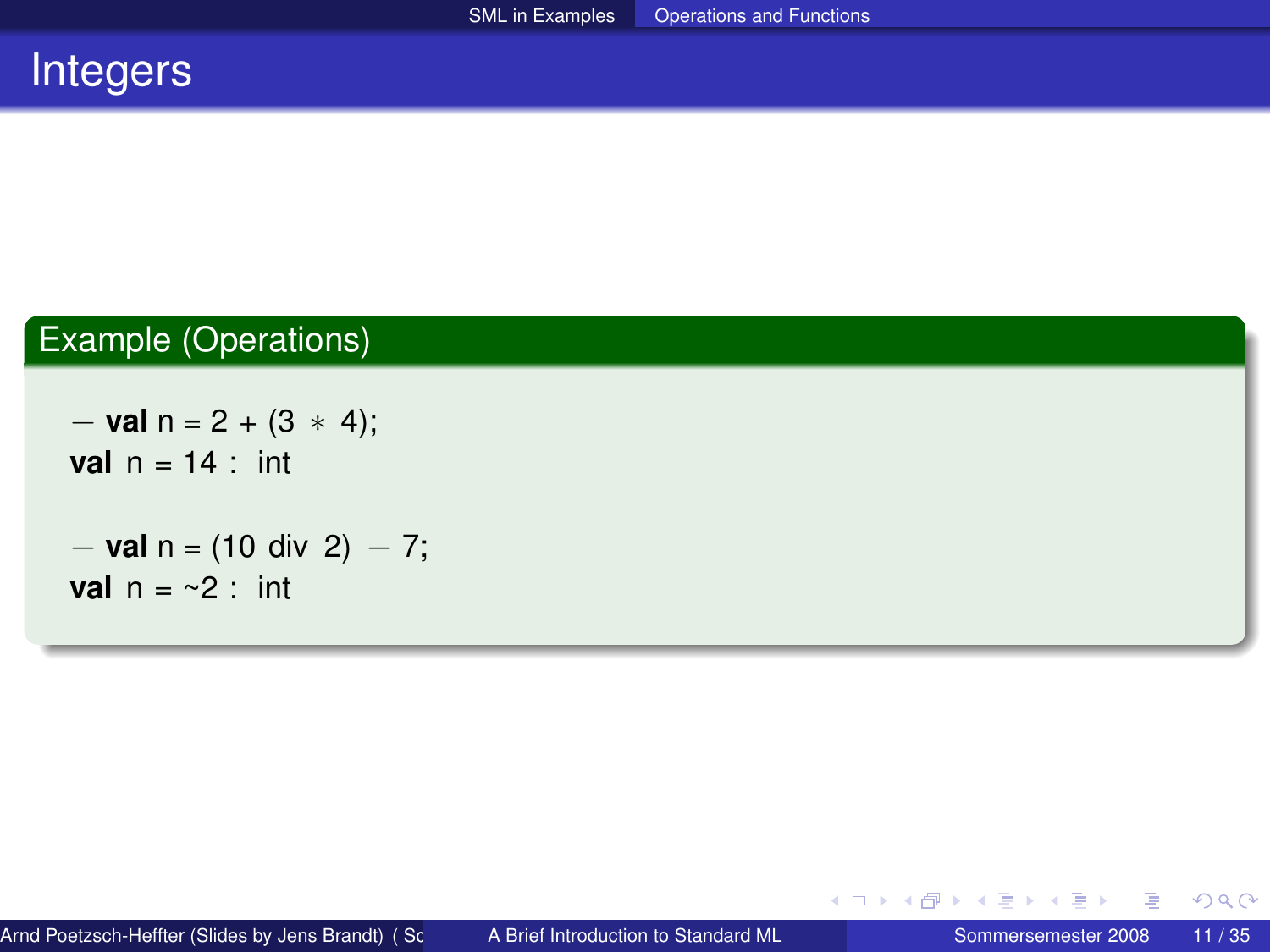# Integers

**Example (Operations)**

```
- val n = 2 + (3 * 4);
val n = 14 : int

- val n = (10 div 2) - 7;
val n = ~2 : int
```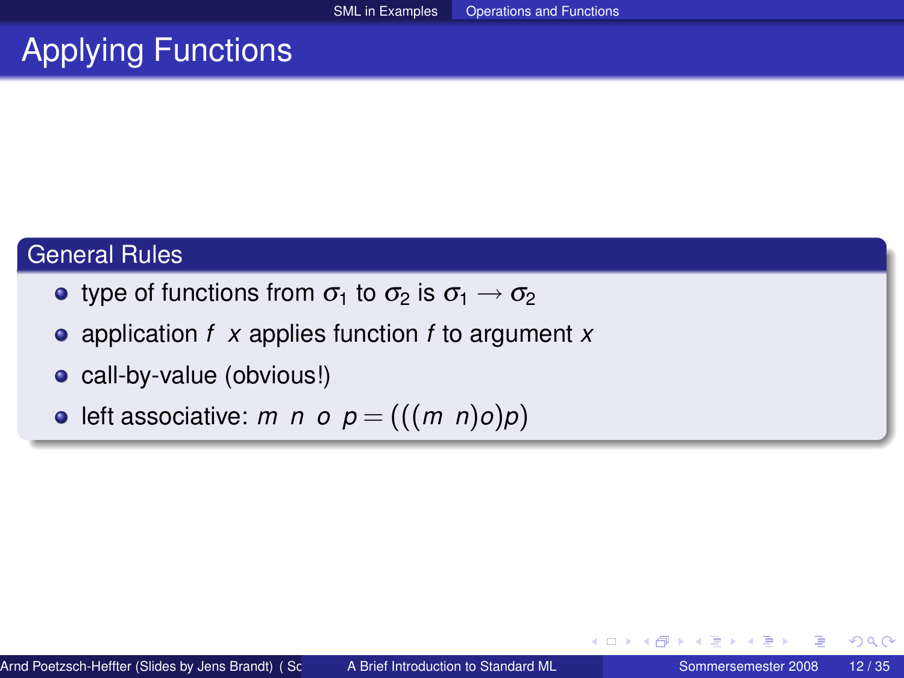# Applying Functions

## General Rules

- type of functions from $\sigma_1$ to $\sigma_2$ is $\sigma_1 \rightarrow \sigma_2$
- application $f\ \ x$ applies function $f$ to argument $x$
- call-by-value (obvious!)
- left associative: $m\ \ n\ \ o\ \ p = (((m\ \ n)o)p)$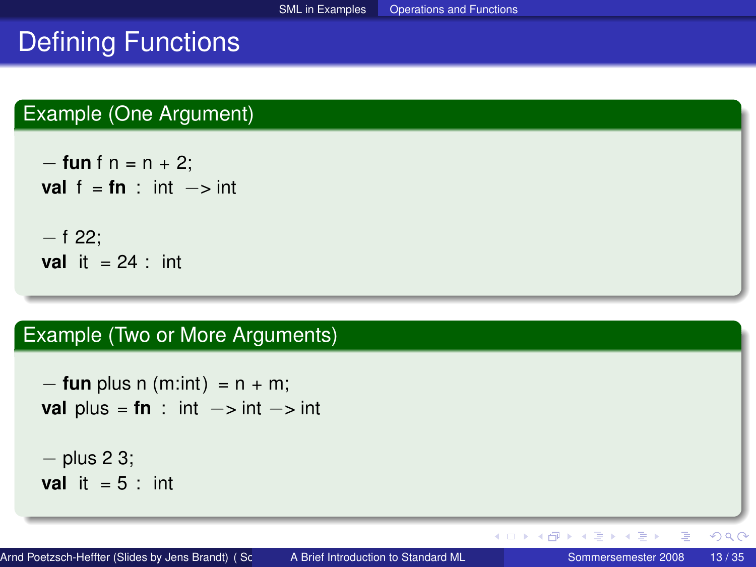# Defining Functions

## Example (One Argument)

```
- fun f n = n + 2;
val f = fn : int -> int

- f 22;
val it = 24 : int
```

## Example (Two or More Arguments)

```
- fun plus n (m:int) = n + m;
val plus = fn : int -> int -> int

- plus 2 3;
val it = 5 : int
```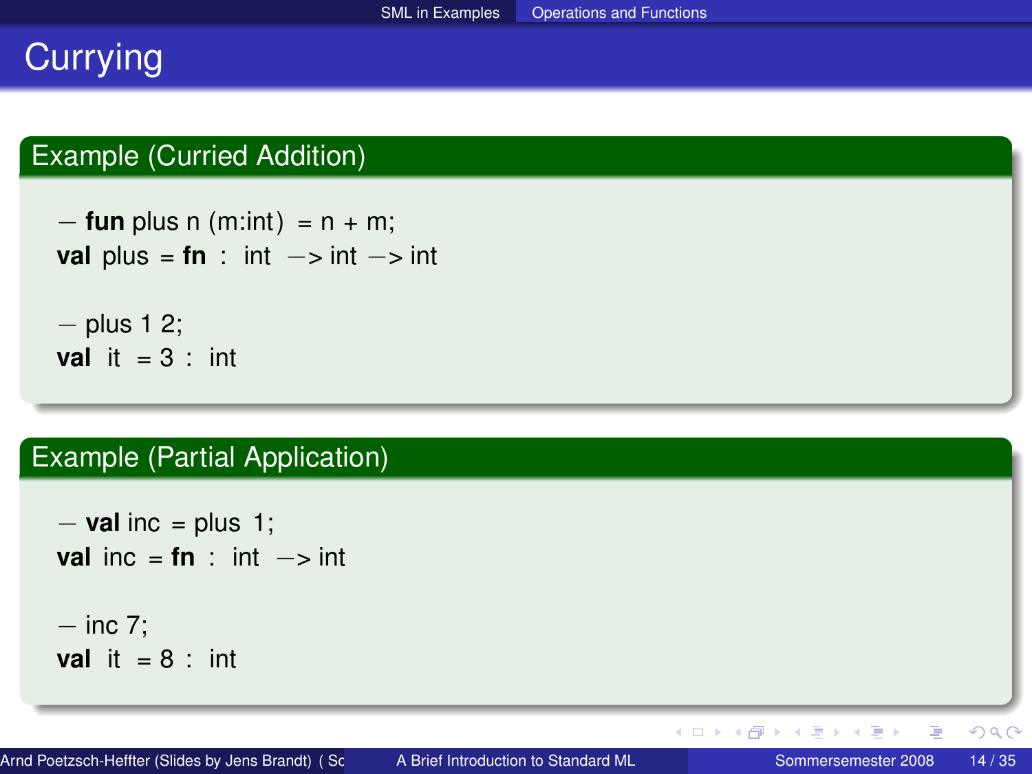# Currying

## Example (Curried Addition)

```
- fun plus n (m:int) = n + m;
val plus = fn : int -> int -> int

- plus 1 2;
val it = 3 : int
```

## Example (Partial Application)

```
- val inc = plus 1;
val inc = fn : int -> int

- inc 7;
val it = 8 : int
```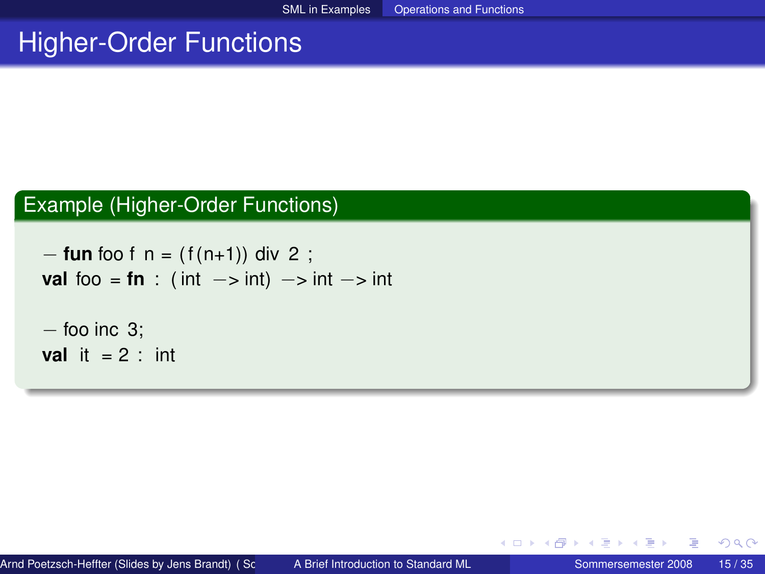# Higher-Order Functions

**Example (Higher-Order Functions)**

```
- fun foo f n = (f(n+1)) div 2 ;
val foo = fn : (int -> int) -> int -> int

- foo inc 3;
val it = 2 : int
```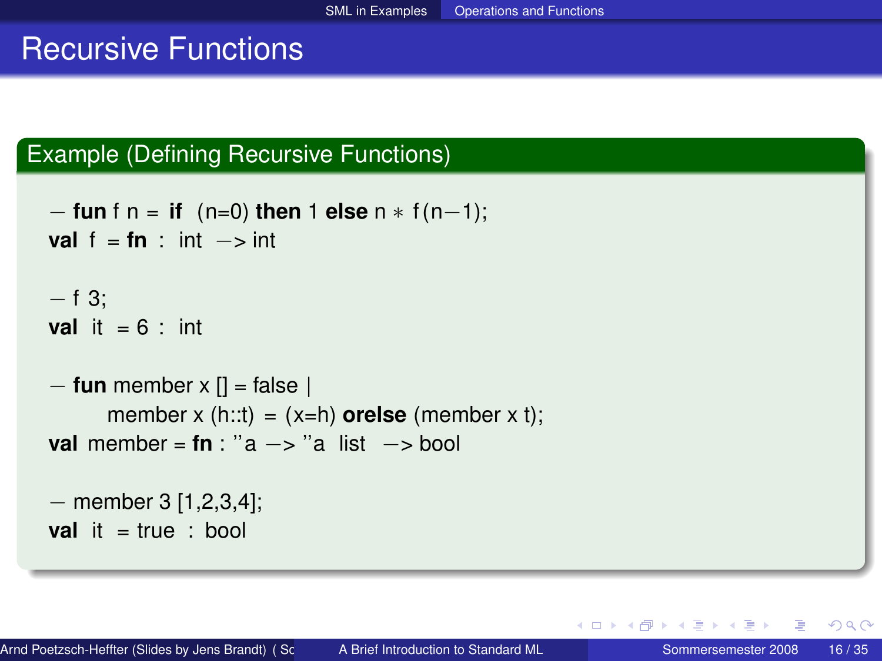# Recursive Functions

## Example (Defining Recursive Functions)

```
- fun f n = if (n=0) then 1 else n * f(n-1);
val f = fn : int -> int

- f 3;
val it = 6 : int

- fun member x [] = false |
      member x (h::t) = (x=h) orelse (member x t);
val member = fn : ''a -> ''a list -> bool

- member 3 [1,2,3,4];
val it = true : bool
```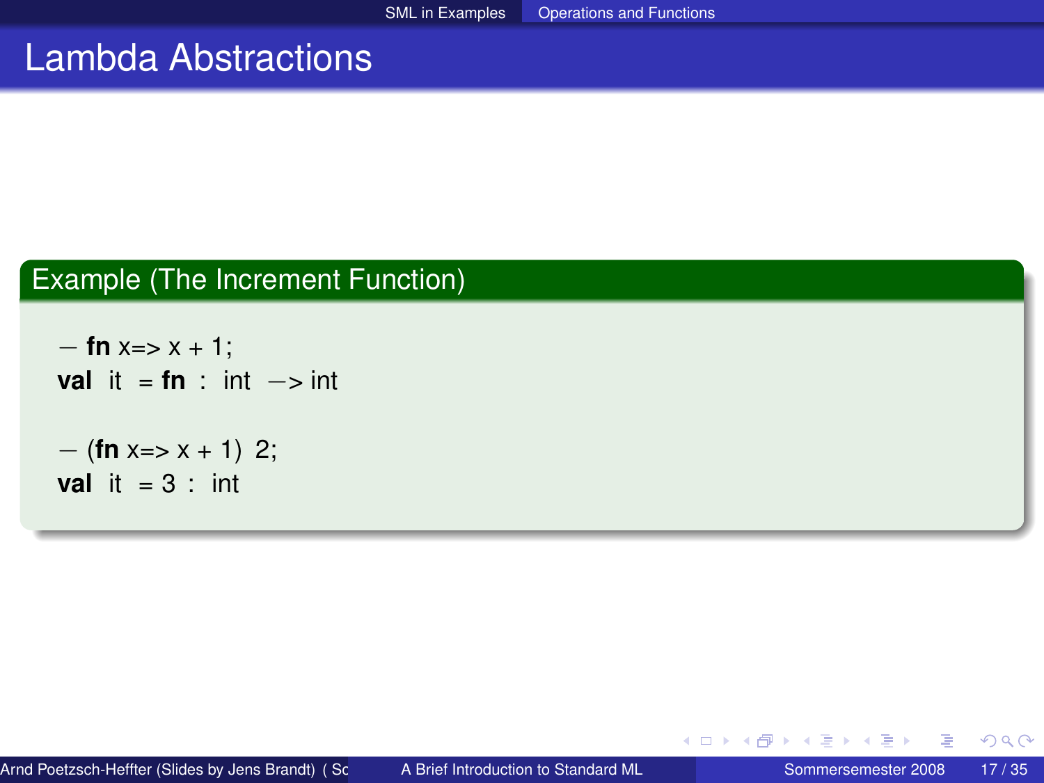# Lambda Abstractions

**Example (The Increment Function)**

```
- fn x=> x + 1;
val it = fn : int -> int

- (fn x=> x + 1) 2;
val it = 3 : int
```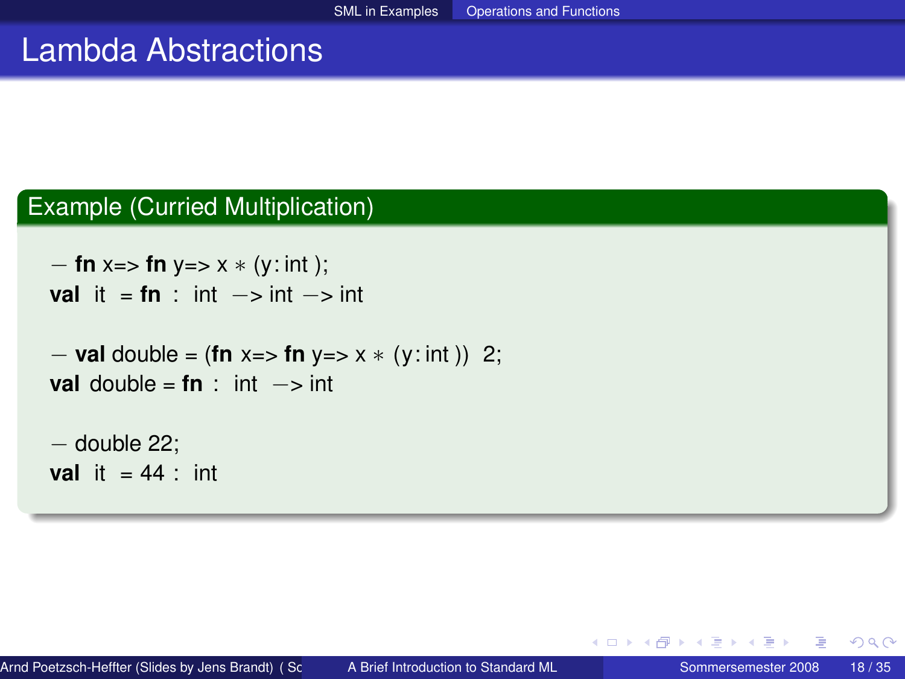# Lambda Abstractions

## Example (Curried Multiplication)

```
- fn x=> fn y=> x * (y:int);
val it = fn : int -> int -> int

- val double = (fn x=> fn y=> x * (y:int)) 2;
val double = fn : int -> int

- double 22;
val it = 44 : int
```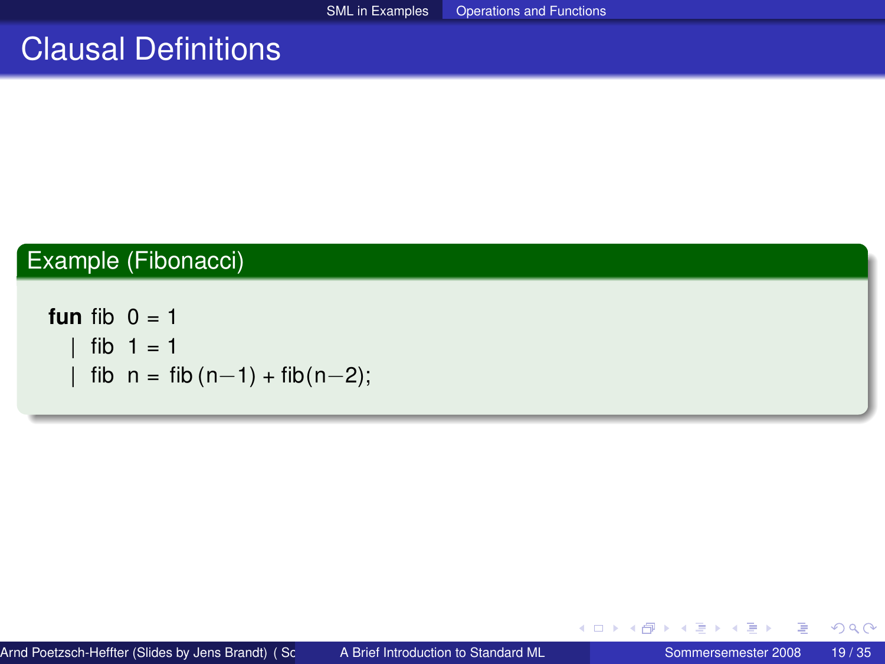# Clausal Definitions

**Example (Fibonacci)**

```
fun fib 0 = 1
  | fib 1 = 1
  | fib n = fib (n-1) + fib(n-2);
```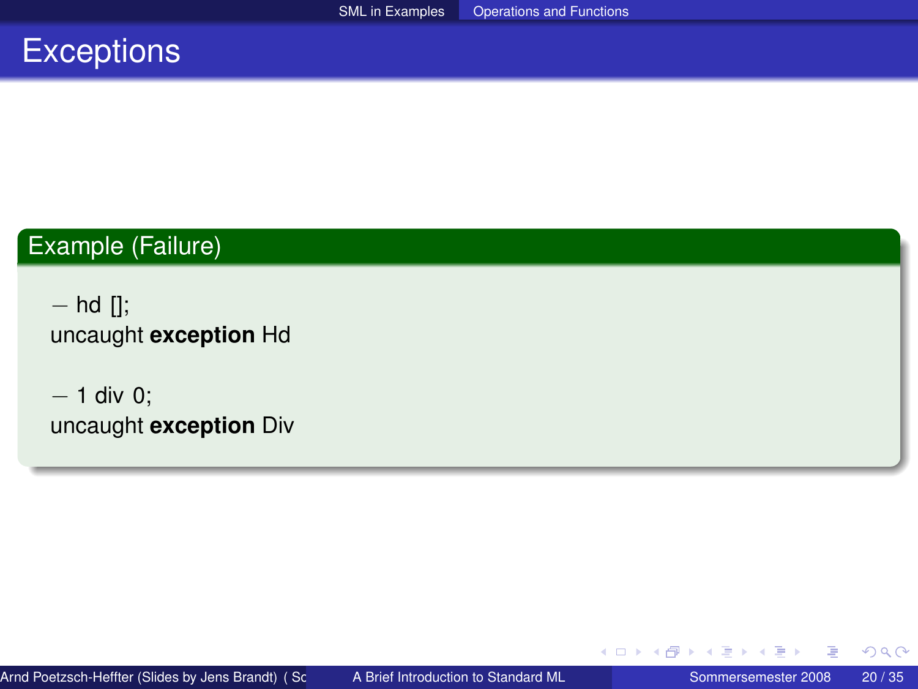# Exceptions

## Example (Failure)

```
– hd [];
uncaught exception Hd

– 1 div 0;
uncaught exception Div
```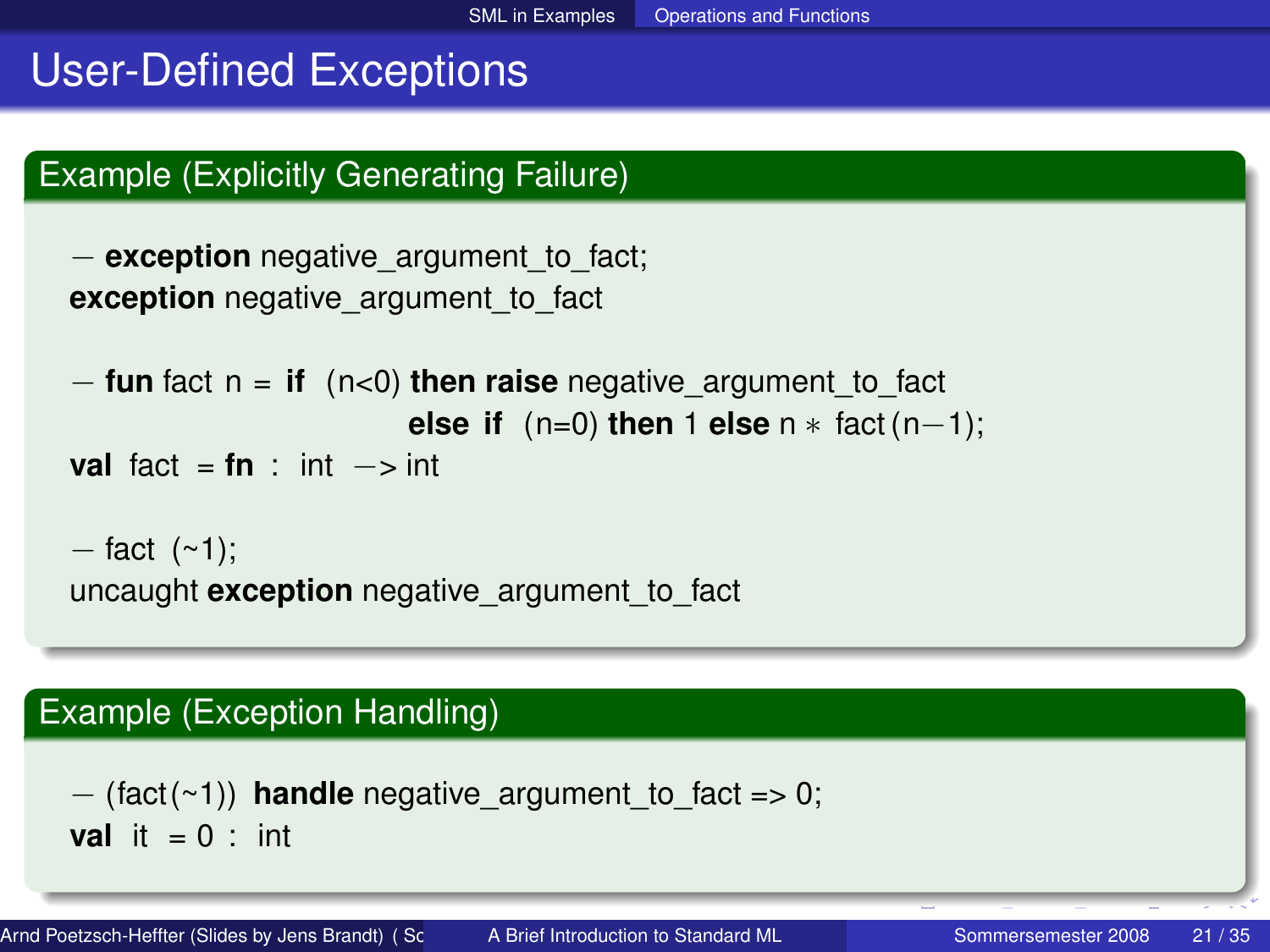# User-Defined Exceptions

## Example (Explicitly Generating Failure)

```
- exception negative_argument_to_fact;
exception negative_argument_to_fact

- fun fact n = if  (n<0) then raise negative_argument_to_fact
                          else if  (n=0) then 1 else n * fact(n-1);
val fact = fn : int -> int

- fact (~1);
uncaught exception negative_argument_to_fact
```

## Example (Exception Handling)

```
- (fact(~1)) handle negative_argument_to_fact => 0;
val it = 0 : int
```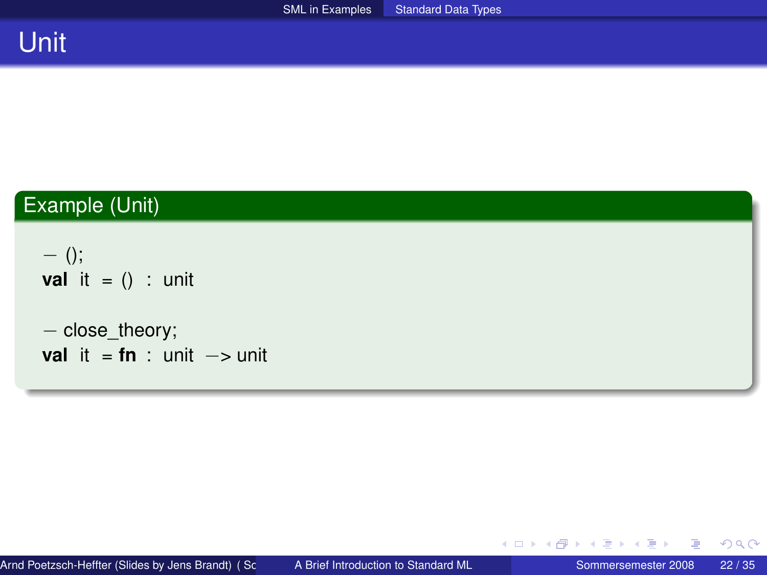# Unit

**Example (Unit)**

```
- ();
val it = () : unit

- close_theory;
val it = fn : unit -> unit
```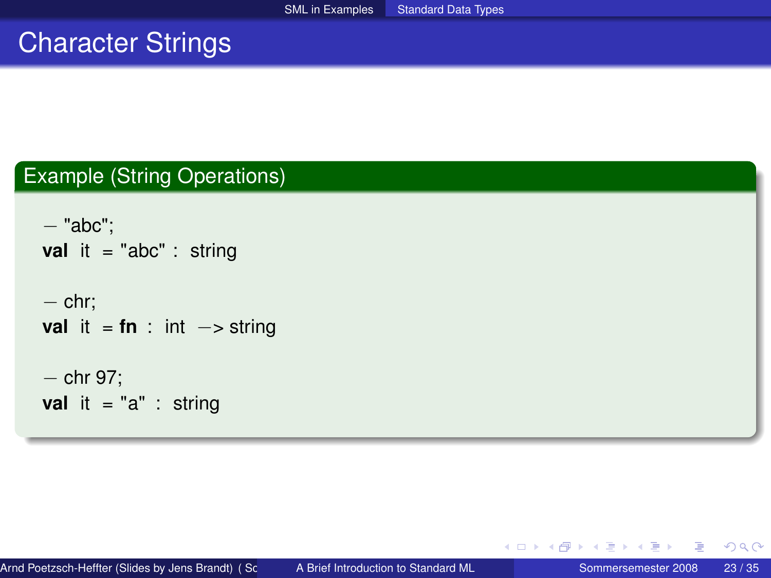# Character Strings

## Example (String Operations)

```
- "abc";
val it = "abc" : string

- chr;
val it = fn : int -> string

- chr 97;
val it = "a" : string
```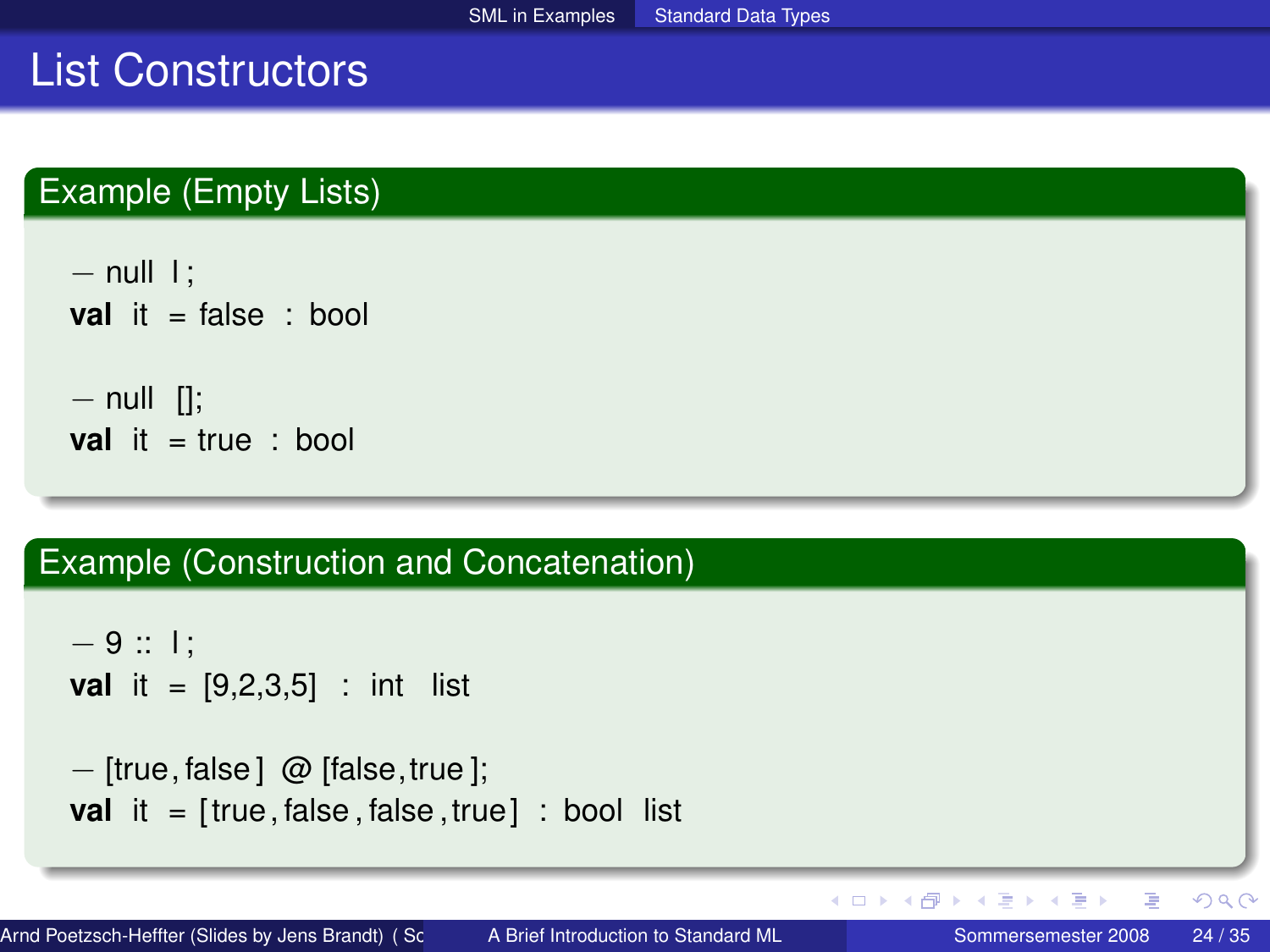# List Constructors

## Example (Empty Lists)

```
- null l;
val it = false : bool

- null [];
val it = true : bool
```

## Example (Construction and Concatenation)

```
- 9 :: l;
val it = [9,2,3,5] : int list

- [true,false] @ [false,true];
val it = [true,false,false,true] : bool list
```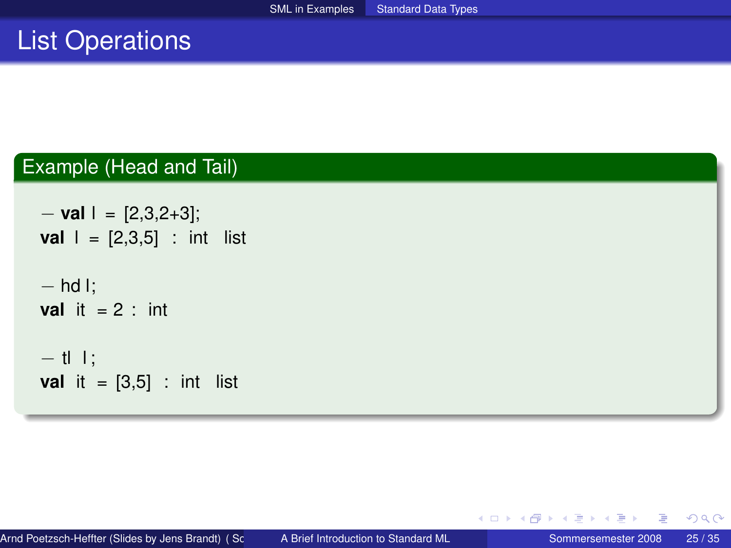# List Operations

## Example (Head and Tail)

```
- val l = [2,3,2+3];
val l = [2,3,5] : int list

- hd l;
val it = 2 : int

- tl l;
val it = [3,5] : int list
```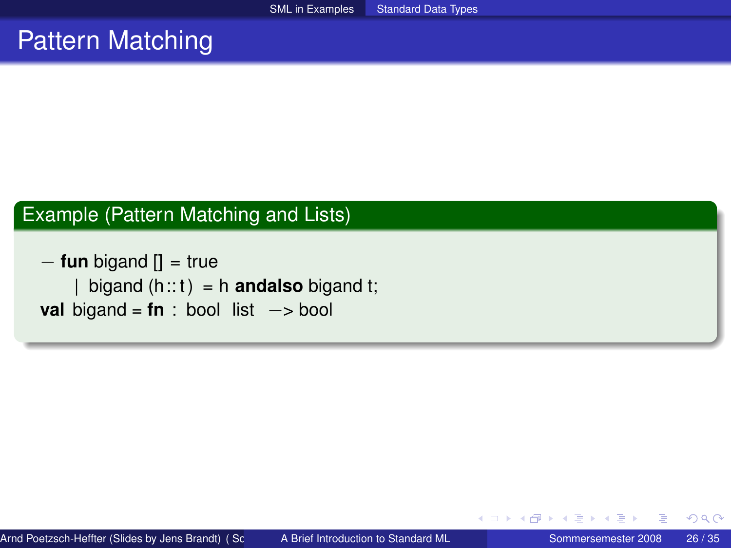# Pattern Matching

## Example (Pattern Matching and Lists)

```
- fun bigand [] = true
    | bigand (h::t) = h andalso bigand t;
val bigand = fn : bool list -> bool
```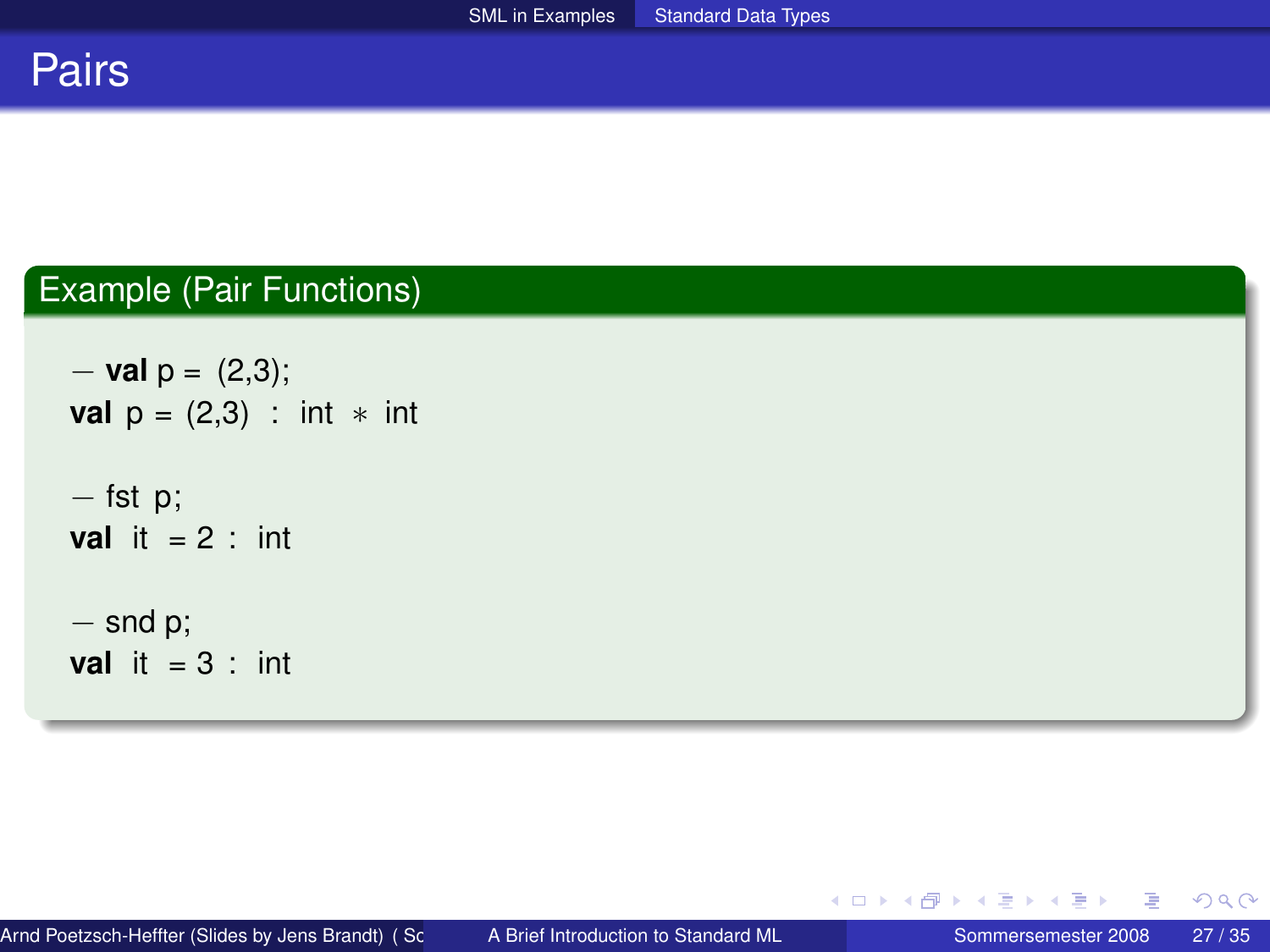# Pairs

## Example (Pair Functions)

```
- val p = (2,3);
val p = (2,3) : int * int

- fst p;
val it = 2 : int

- snd p;
val it = 3 : int
```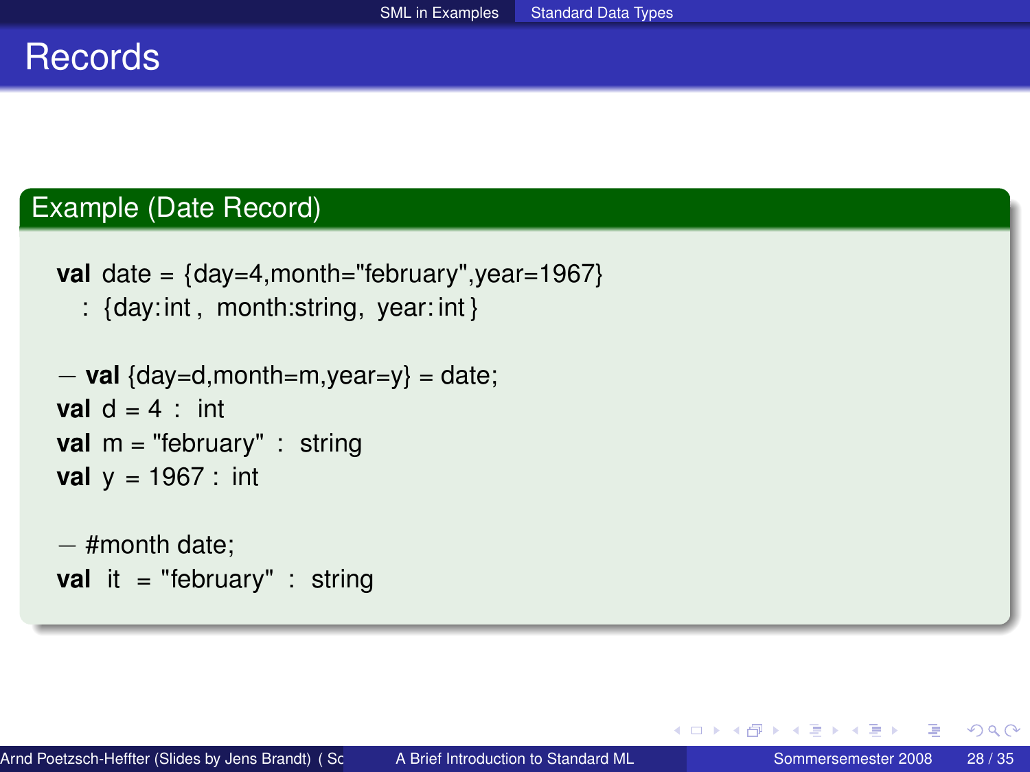# Records

## Example (Date Record)

```
val date = {day=4,month="february",year=1967}
  : {day:int , month:string, year:int }

- val {day=d,month=m,year=y} = date;
val d = 4 : int
val m = "february" : string
val y = 1967 : int

- #month date;
val it = "february" : string
```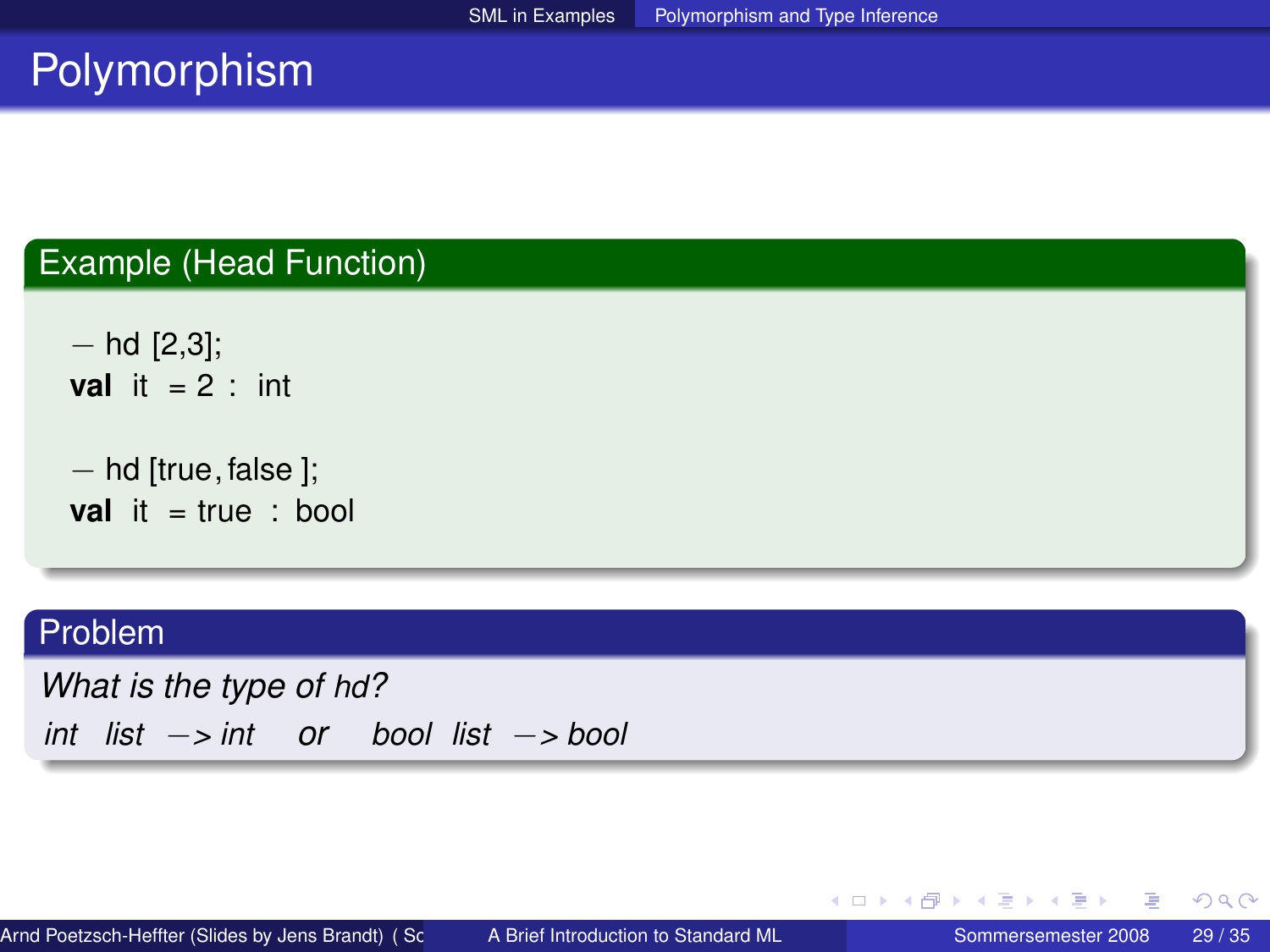# Polymorphism

## Example (Head Function)

```
- hd [2,3];
val it = 2 : int

- hd [true, false ];
val it = true : bool
```

## Problem

*What is the type of hd?*

*int list -> int   or   bool list -> bool*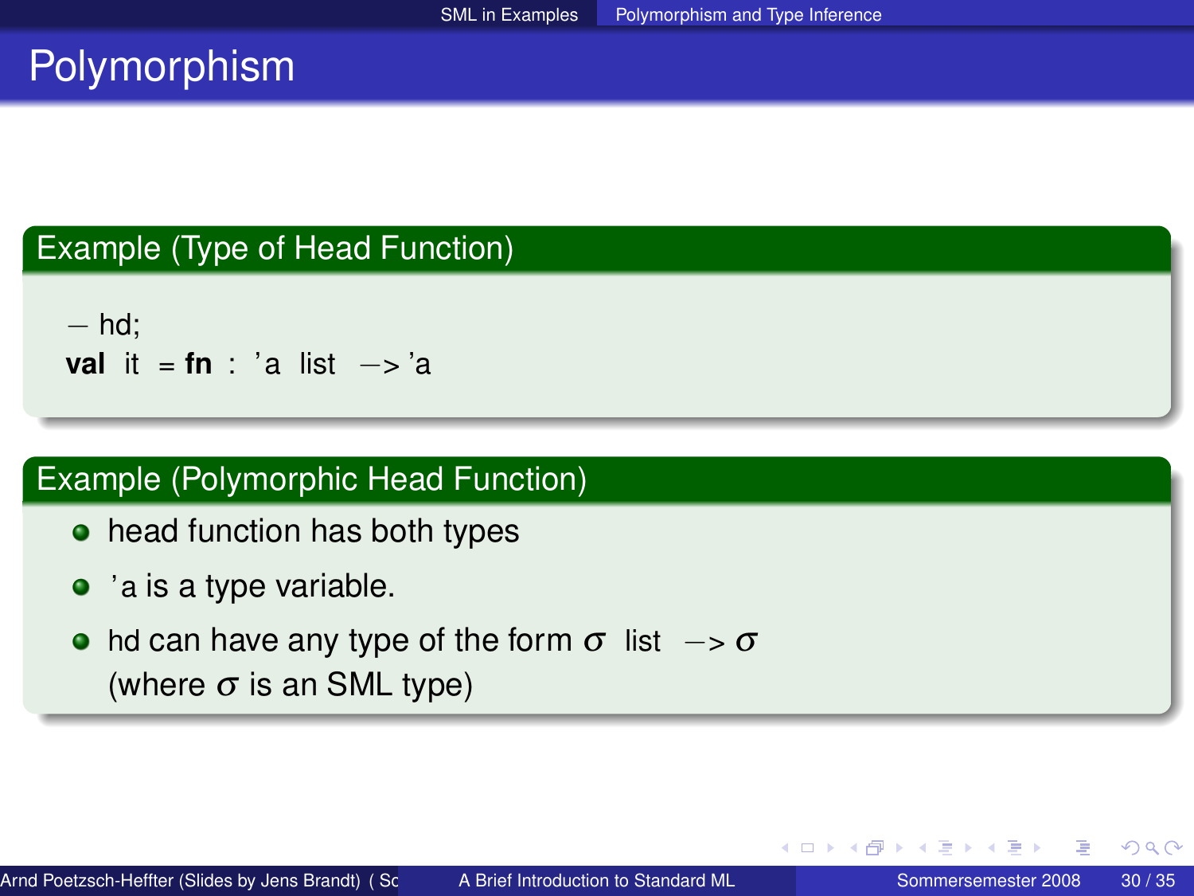# Polymorphism

### Example (Type of Head Function)

```
- hd;
val it = fn : 'a list -> 'a
```

### Example (Polymorphic Head Function)

- head function has both types
- 'a is a type variable.
- hd can have any type of the form $\sigma$ list $->$ $\sigma$ (where $\sigma$ is an SML type)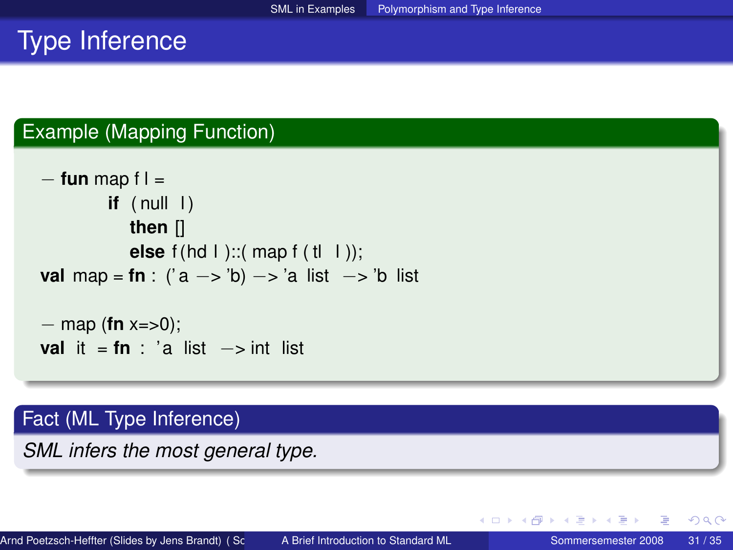# Type Inference

**Example (Mapping Function)**

```
- fun map f l =
        if (null l)
          then []
          else f(hd l)::(map f (tl l));
val map = fn : ('a -> 'b) -> 'a list -> 'b list

- map (fn x=>0);
val it = fn : 'a list -> int list
```

**Fact (ML Type Inference)**

*SML infers the most general type.*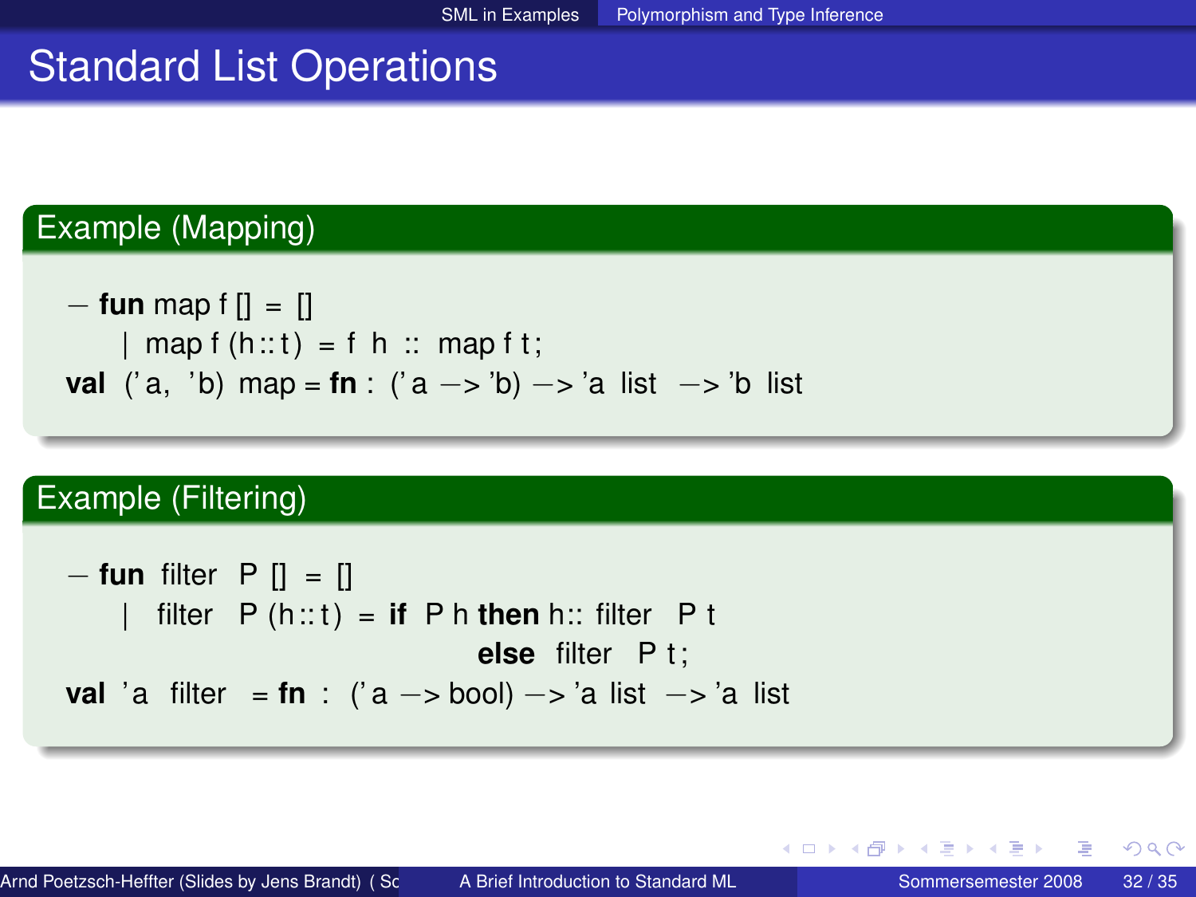# Standard List Operations

**Example (Mapping)**

```
- fun map f [] = []
    | map f (h::t) = f h :: map f t;
val ('a, 'b) map = fn : ('a -> 'b) -> 'a list -> 'b list
```

**Example (Filtering)**

```
- fun filter P [] = []
    | filter P (h::t) = if P h then h:: filter P t
                        else filter P t;
val 'a filter = fn : ('a -> bool) -> 'a list -> 'a list
```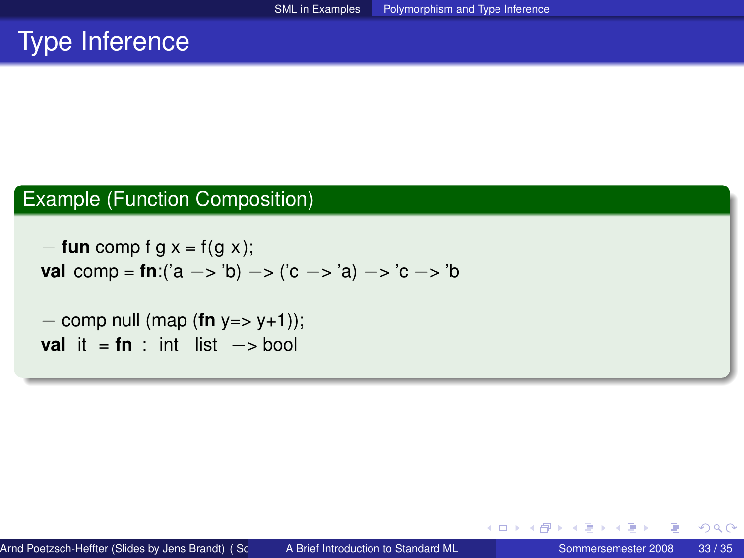# Type Inference

**Example (Function Composition)**

```
- fun comp f g x = f(g x);
val comp = fn:('a -> 'b) -> ('c -> 'a) -> 'c -> 'b

- comp null (map (fn y=> y+1));
val it = fn : int list -> bool
```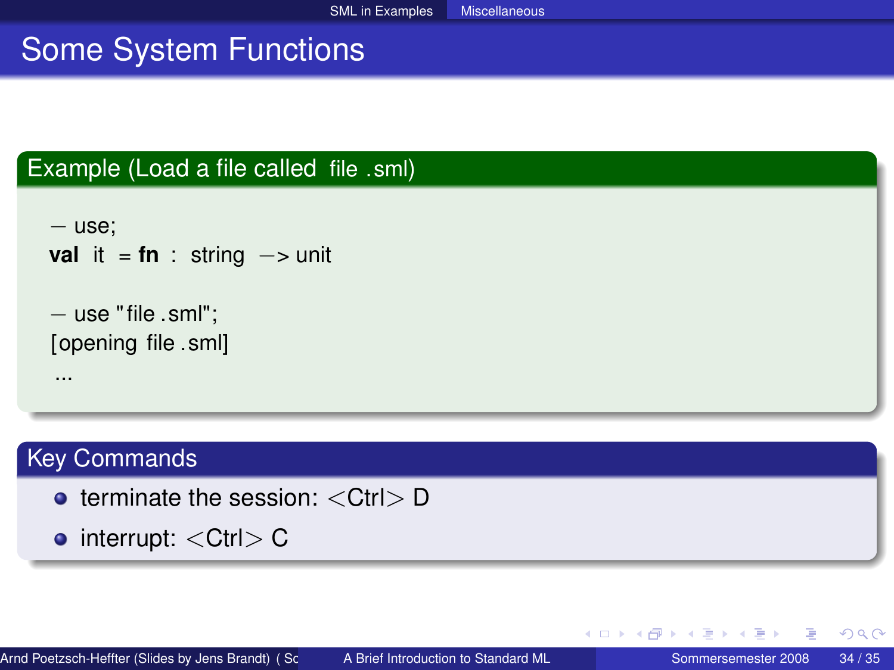# Some System Functions

## Example (Load a file called file.sml)

```
- use;
val it = fn : string -> unit

- use "file.sml";
[opening file.sml]
...
```

## Key Commands

- terminate the session: <Ctrl> D
- interrupt: <Ctrl> C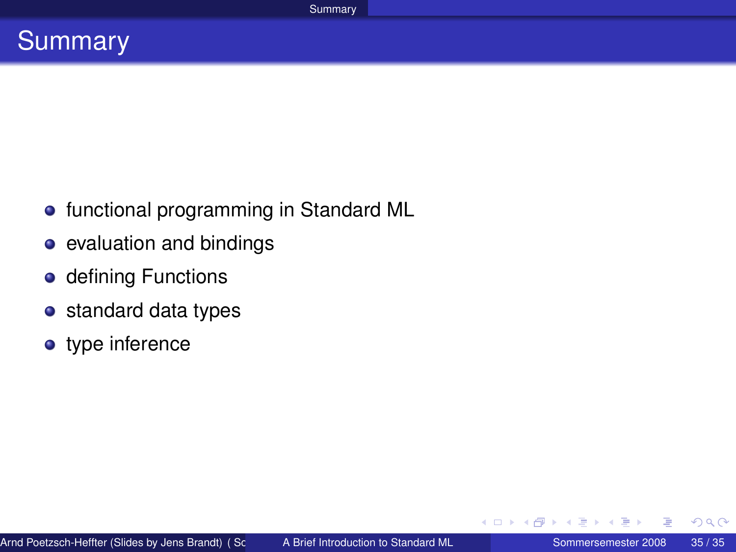# Summary

- functional programming in Standard ML
- evaluation and bindings
- defining Functions
- standard data types
- type inference